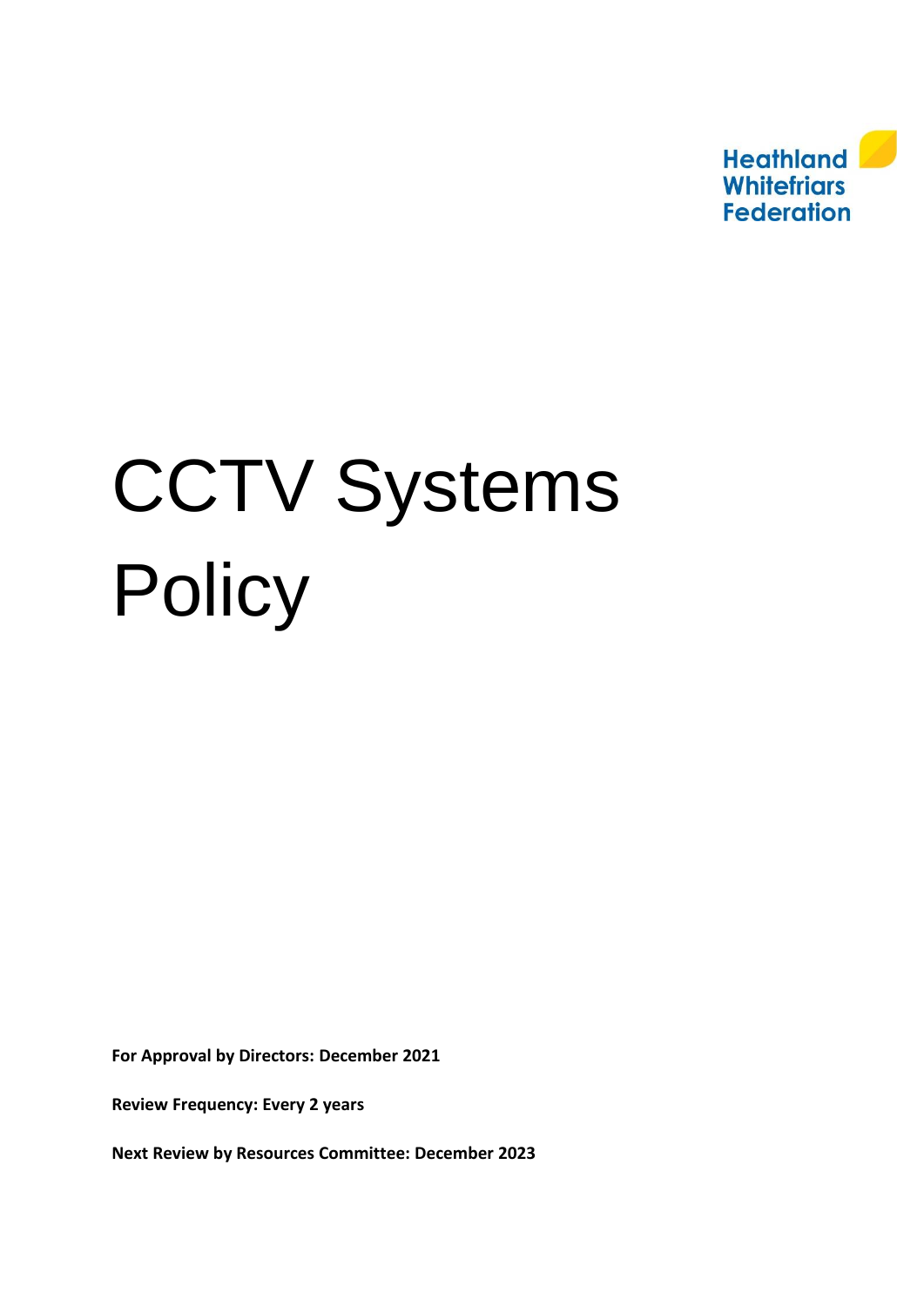Heathland Whitefriars Federation

# CCTV Systems Policy

**For Approval by Directors: December 2021**

**Review Frequency: Every 2 years**

**Next Review by Resources Committee: December 2023**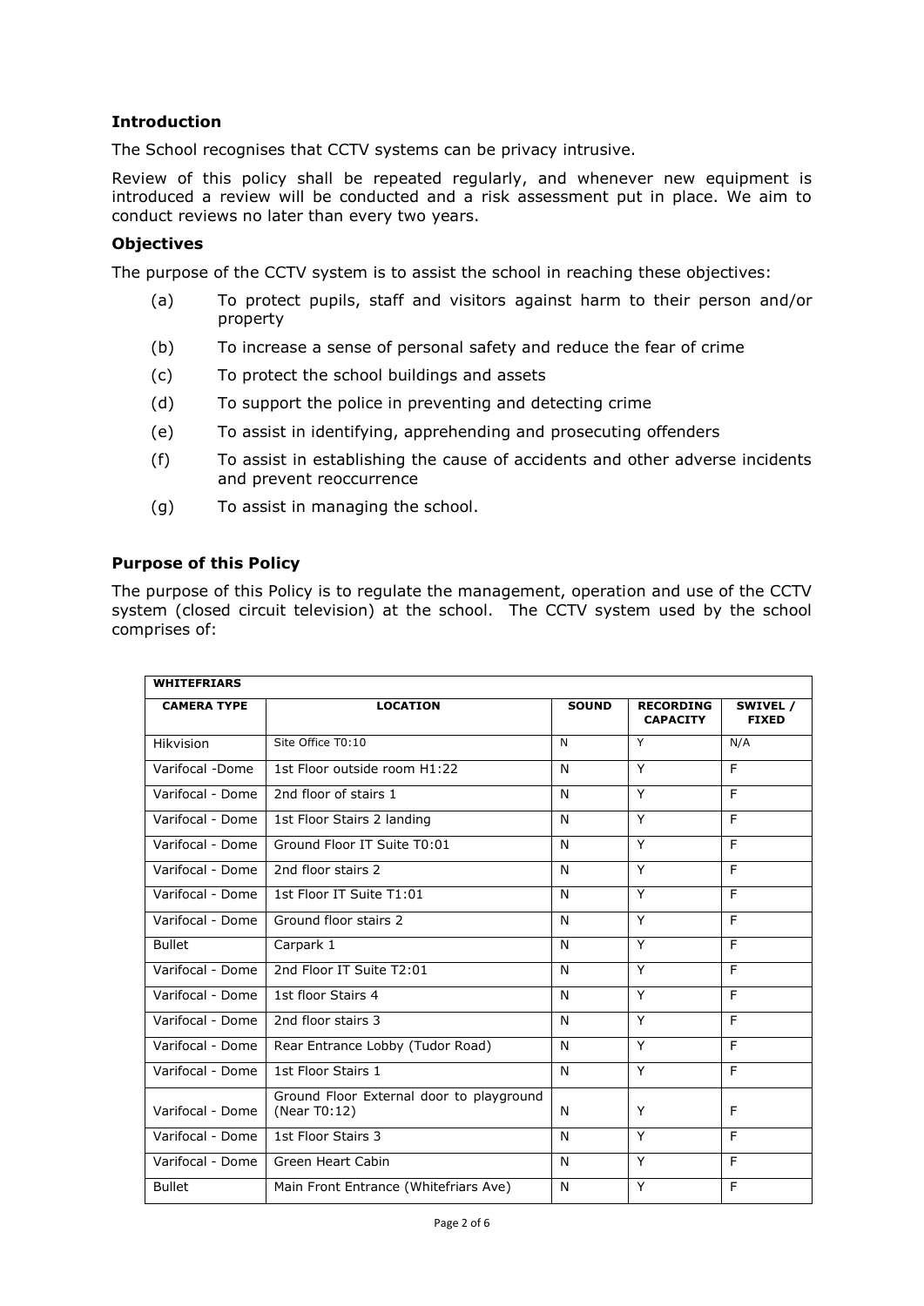## Introduction

The School recognises that CCTV systems can be privacy intrusive.

Review of this policy shall be repeated regularly, and whenever new equipment is introduced a review will be conducted and a risk assessment put in place. We aim to conduct reviews no later than every two years.

## Objectives

The purpose of the CCTV system is to assist the school in reaching these objectives:

(a) To protect pupils, staff and visitors against harm to their person and/or property

(b) To increase a sense of personal safety and reduce the fear of crime

(c) To protect the school buildings and assets

(d) To support the police in preventing and detecting crime

(e) To assist in identifying, apprehending and prosecuting offenders

(f) To assist in establishing the cause of accidents and other adverse incidents and prevent reoccurrence

(g) To assist in managing the school.

## Purpose of this Policy

The purpose of this Policy is to regulate the management, operation and use of the CCTV system (closed circuit television) at the school. The CCTV system used by the school comprises of:

| WHITEFRIARS | | | | |
|---|---|---|---|---|
| **CAMERA TYPE** | **LOCATION** | **SOUND** | **RECORDING CAPACITY** | **SWIVEL / FIXED** |
| Hikvision | Site Office T0:10 | N | Y | N/A |
| Varifocal -Dome | 1st Floor outside room H1:22 | N | Y | F |
| Varifocal - Dome | 2nd floor of stairs 1 | N | Y | F |
| Varifocal - Dome | 1st Floor Stairs 2 landing | N | Y | F |
| Varifocal - Dome | Ground Floor IT Suite T0:01 | N | Y | F |
| Varifocal - Dome | 2nd floor stairs 2 | N | Y | F |
| Varifocal - Dome | 1st Floor IT Suite T1:01 | N | Y | F |
| Varifocal - Dome | Ground floor stairs 2 | N | Y | F |
| Bullet | Carpark 1 | N | Y | F |
| Varifocal - Dome | 2nd Floor IT Suite T2:01 | N | Y | F |
| Varifocal - Dome | 1st floor Stairs 4 | N | Y | F |
| Varifocal - Dome | 2nd floor stairs 3 | N | Y | F |
| Varifocal - Dome | Rear Entrance Lobby (Tudor Road) | N | Y | F |
| Varifocal - Dome | 1st Floor Stairs 1 | N | Y | F |
| Varifocal - Dome | Ground Floor External door to playground (Near T0:12) | N | Y | F |
| Varifocal - Dome | 1st Floor Stairs 3 | N | Y | F |
| Varifocal - Dome | Green Heart Cabin | N | Y | F |
| Bullet | Main Front Entrance (Whitefriars Ave) | N | Y | F |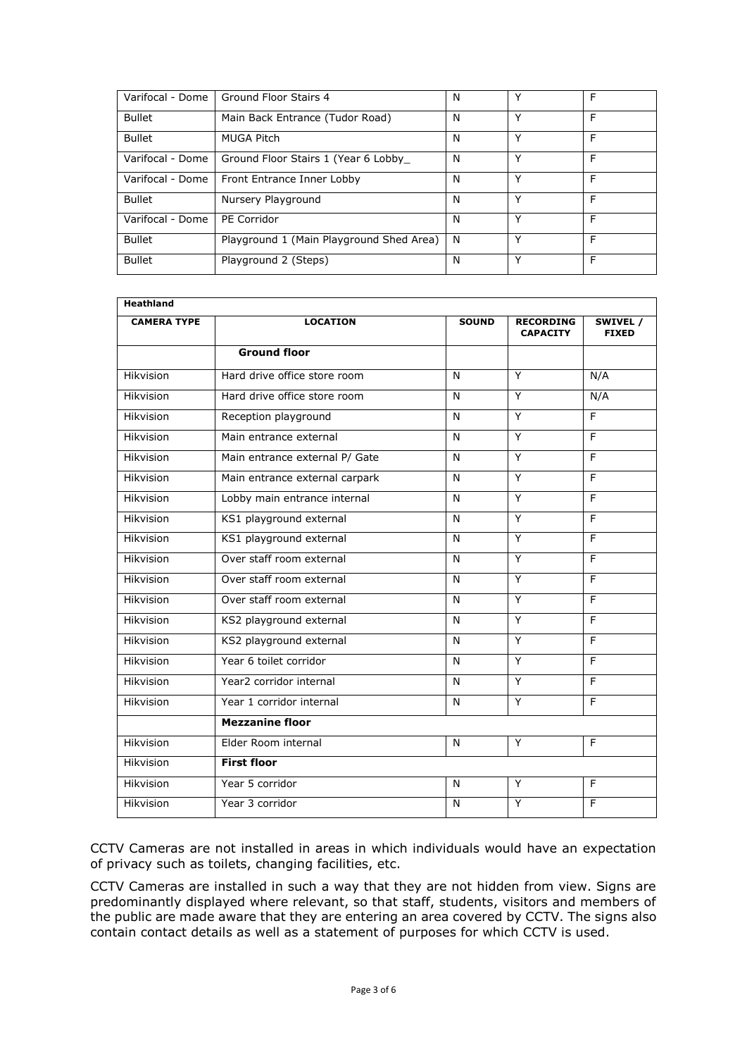| Varifocal - Dome | Ground Floor Stairs 4 | N | Y | F |
|---|---|---|---|---|
| Bullet | Main Back Entrance (Tudor Road) | N | Y | F |
| Bullet | MUGA Pitch | N | Y | F |
| Varifocal - Dome | Ground Floor Stairs 1 (Year 6 Lobby_ | N | Y | F |
| Varifocal - Dome | Front Entrance Inner Lobby | N | Y | F |
| Bullet | Nursery Playground | N | Y | F |
| Varifocal - Dome | PE Corridor | N | Y | F |
| Bullet | Playground 1 (Main Playground Shed Area) | N | Y | F |
| Bullet | Playground 2 (Steps) | N | Y | F |

| **Heathland** | | | | |
|---|---|---|---|---|
| **CAMERA TYPE** | **LOCATION** | **SOUND** | **RECORDING CAPACITY** | **SWIVEL / FIXED** |
| | **Ground floor** | | | |
| Hikvision | Hard drive office store room | N | Y | N/A |
| Hikvision | Hard drive office store room | N | Y | N/A |
| Hikvision | Reception playground | N | Y | F |
| Hikvision | Main entrance external | N | Y | F |
| Hikvision | Main entrance external P/ Gate | N | Y | F |
| Hikvision | Main entrance external carpark | N | Y | F |
| Hikvision | Lobby main entrance internal | N | Y | F |
| Hikvision | KS1 playground external | N | Y | F |
| Hikvision | KS1 playground external | N | Y | F |
| Hikvision | Over staff room external | N | Y | F |
| Hikvision | Over staff room external | N | Y | F |
| Hikvision | Over staff room external | N | Y | F |
| Hikvision | KS2 playground external | N | Y | F |
| Hikvision | KS2 playground external | N | Y | F |
| Hikvision | Year 6 toilet corridor | N | Y | F |
| Hikvision | Year2 corridor internal | N | Y | F |
| Hikvision | Year 1 corridor internal | N | Y | F |
| | **Mezzanine floor** | | | |
| Hikvision | Elder Room internal | N | Y | F |
| Hikvision | **First floor** | | | |
| Hikvision | Year 5 corridor | N | Y | F |
| Hikvision | Year 3 corridor | N | Y | F |

CCTV Cameras are not installed in areas in which individuals would have an expectation of privacy such as toilets, changing facilities, etc.

CCTV Cameras are installed in such a way that they are not hidden from view. Signs are predominantly displayed where relevant, so that staff, students, visitors and members of the public are made aware that they are entering an area covered by CCTV. The signs also contain contact details as well as a statement of purposes for which CCTV is used.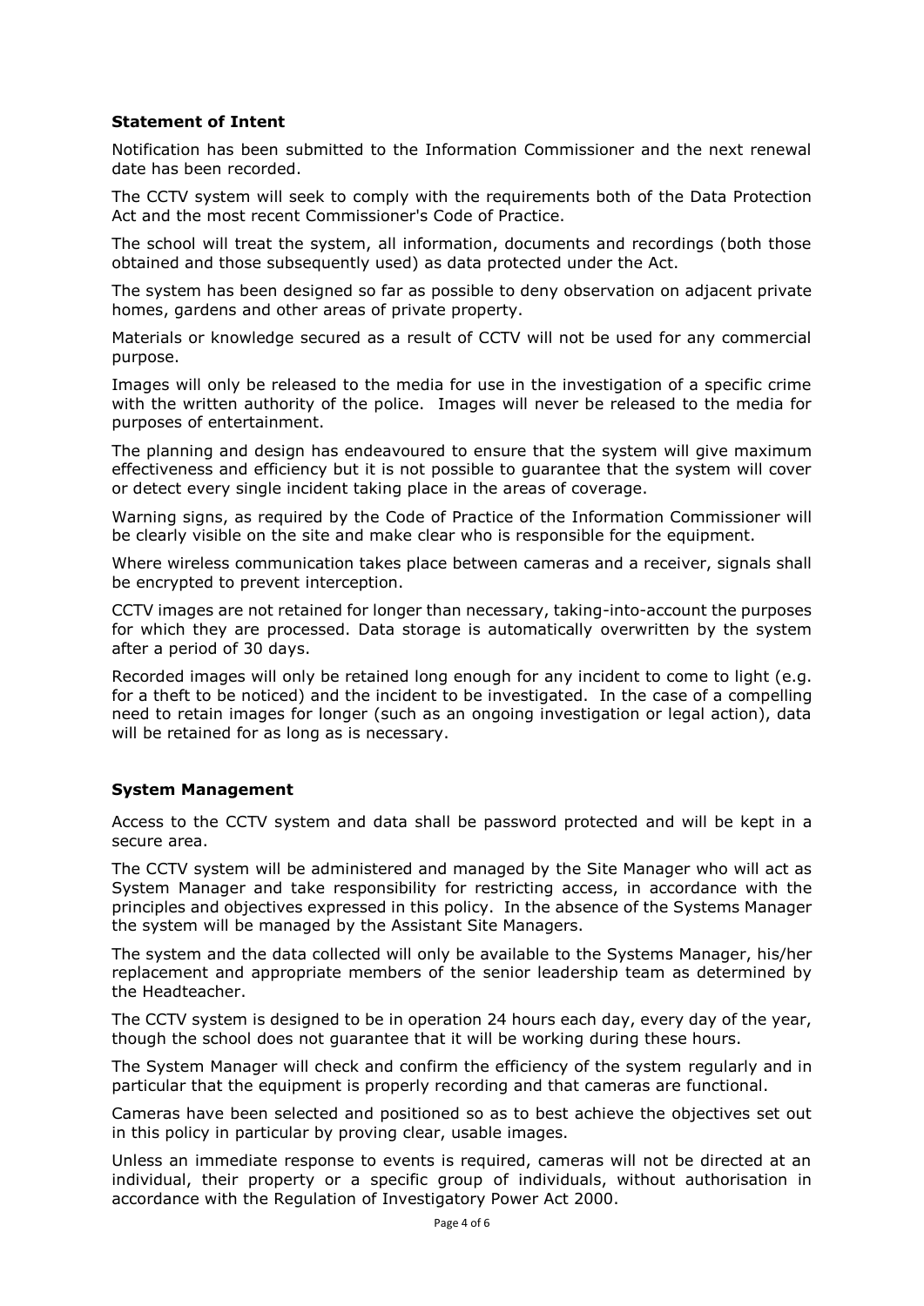### Statement of Intent

Notification has been submitted to the Information Commissioner and the next renewal date has been recorded.

The CCTV system will seek to comply with the requirements both of the Data Protection Act and the most recent Commissioner's Code of Practice.

The school will treat the system, all information, documents and recordings (both those obtained and those subsequently used) as data protected under the Act.

The system has been designed so far as possible to deny observation on adjacent private homes, gardens and other areas of private property.

Materials or knowledge secured as a result of CCTV will not be used for any commercial purpose.

Images will only be released to the media for use in the investigation of a specific crime with the written authority of the police. Images will never be released to the media for purposes of entertainment.

The planning and design has endeavoured to ensure that the system will give maximum effectiveness and efficiency but it is not possible to guarantee that the system will cover or detect every single incident taking place in the areas of coverage.

Warning signs, as required by the Code of Practice of the Information Commissioner will be clearly visible on the site and make clear who is responsible for the equipment.

Where wireless communication takes place between cameras and a receiver, signals shall be encrypted to prevent interception.

CCTV images are not retained for longer than necessary, taking-into-account the purposes for which they are processed. Data storage is automatically overwritten by the system after a period of 30 days.

Recorded images will only be retained long enough for any incident to come to light (e.g. for a theft to be noticed) and the incident to be investigated. In the case of a compelling need to retain images for longer (such as an ongoing investigation or legal action), data will be retained for as long as is necessary.

### System Management

Access to the CCTV system and data shall be password protected and will be kept in a secure area.

The CCTV system will be administered and managed by the Site Manager who will act as System Manager and take responsibility for restricting access, in accordance with the principles and objectives expressed in this policy. In the absence of the Systems Manager the system will be managed by the Assistant Site Managers.

The system and the data collected will only be available to the Systems Manager, his/her replacement and appropriate members of the senior leadership team as determined by the Headteacher.

The CCTV system is designed to be in operation 24 hours each day, every day of the year, though the school does not guarantee that it will be working during these hours.

The System Manager will check and confirm the efficiency of the system regularly and in particular that the equipment is properly recording and that cameras are functional.

Cameras have been selected and positioned so as to best achieve the objectives set out in this policy in particular by proving clear, usable images.

Unless an immediate response to events is required, cameras will not be directed at an individual, their property or a specific group of individuals, without authorisation in accordance with the Regulation of Investigatory Power Act 2000.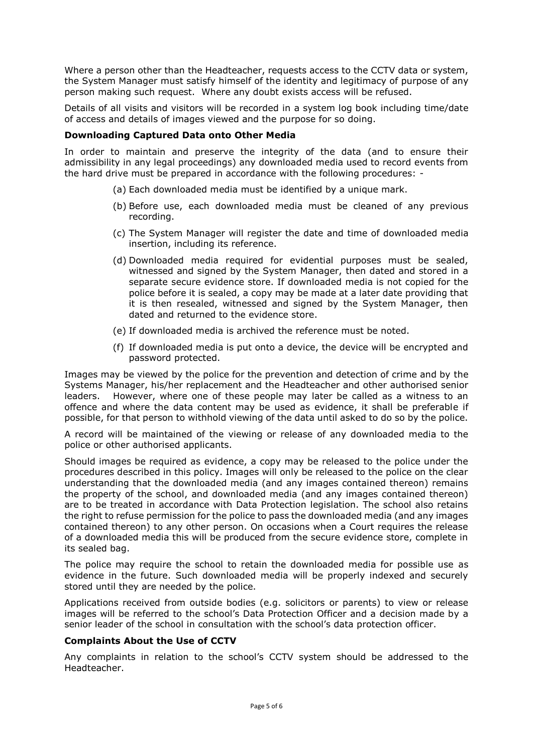Where a person other than the Headteacher, requests access to the CCTV data or system, the System Manager must satisfy himself of the identity and legitimacy of purpose of any person making such request. Where any doubt exists access will be refused.

Details of all visits and visitors will be recorded in a system log book including time/date of access and details of images viewed and the purpose for so doing.

**Downloading Captured Data onto Other Media**

In order to maintain and preserve the integrity of the data (and to ensure their admissibility in any legal proceedings) any downloaded media used to record events from the hard drive must be prepared in accordance with the following procedures: -

(a) Each downloaded media must be identified by a unique mark.

(b) Before use, each downloaded media must be cleaned of any previous recording.

(c) The System Manager will register the date and time of downloaded media insertion, including its reference.

(d) Downloaded media required for evidential purposes must be sealed, witnessed and signed by the System Manager, then dated and stored in a separate secure evidence store. If downloaded media is not copied for the police before it is sealed, a copy may be made at a later date providing that it is then resealed, witnessed and signed by the System Manager, then dated and returned to the evidence store.

(e) If downloaded media is archived the reference must be noted.

(f) If downloaded media is put onto a device, the device will be encrypted and password protected.

Images may be viewed by the police for the prevention and detection of crime and by the Systems Manager, his/her replacement and the Headteacher and other authorised senior leaders. However, where one of these people may later be called as a witness to an offence and where the data content may be used as evidence, it shall be preferable if possible, for that person to withhold viewing of the data until asked to do so by the police.

A record will be maintained of the viewing or release of any downloaded media to the police or other authorised applicants.

Should images be required as evidence, a copy may be released to the police under the procedures described in this policy. Images will only be released to the police on the clear understanding that the downloaded media (and any images contained thereon) remains the property of the school, and downloaded media (and any images contained thereon) are to be treated in accordance with Data Protection legislation. The school also retains the right to refuse permission for the police to pass the downloaded media (and any images contained thereon) to any other person. On occasions when a Court requires the release of a downloaded media this will be produced from the secure evidence store, complete in its sealed bag.

The police may require the school to retain the downloaded media for possible use as evidence in the future. Such downloaded media will be properly indexed and securely stored until they are needed by the police.

Applications received from outside bodies (e.g. solicitors or parents) to view or release images will be referred to the school's Data Protection Officer and a decision made by a senior leader of the school in consultation with the school's data protection officer.

**Complaints About the Use of CCTV**

Any complaints in relation to the school's CCTV system should be addressed to the Headteacher.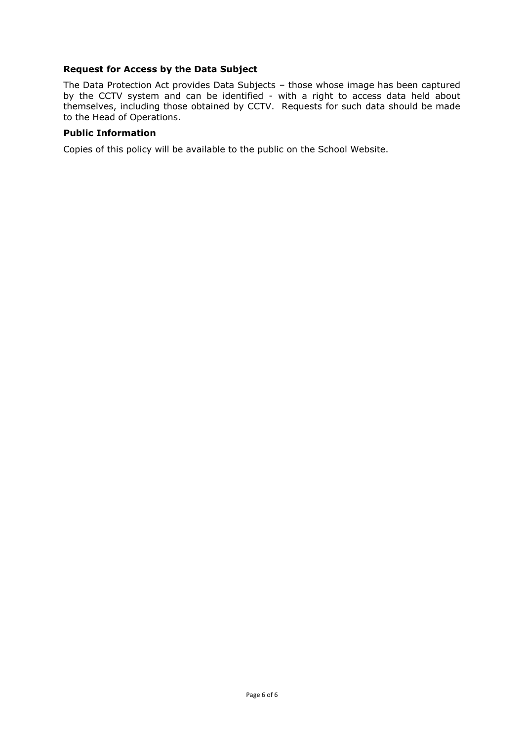### Request for Access by the Data Subject

The Data Protection Act provides Data Subjects – those whose image has been captured by the CCTV system and can be identified - with a right to access data held about themselves, including those obtained by CCTV. Requests for such data should be made to the Head of Operations.

### Public Information

Copies of this policy will be available to the public on the School Website.